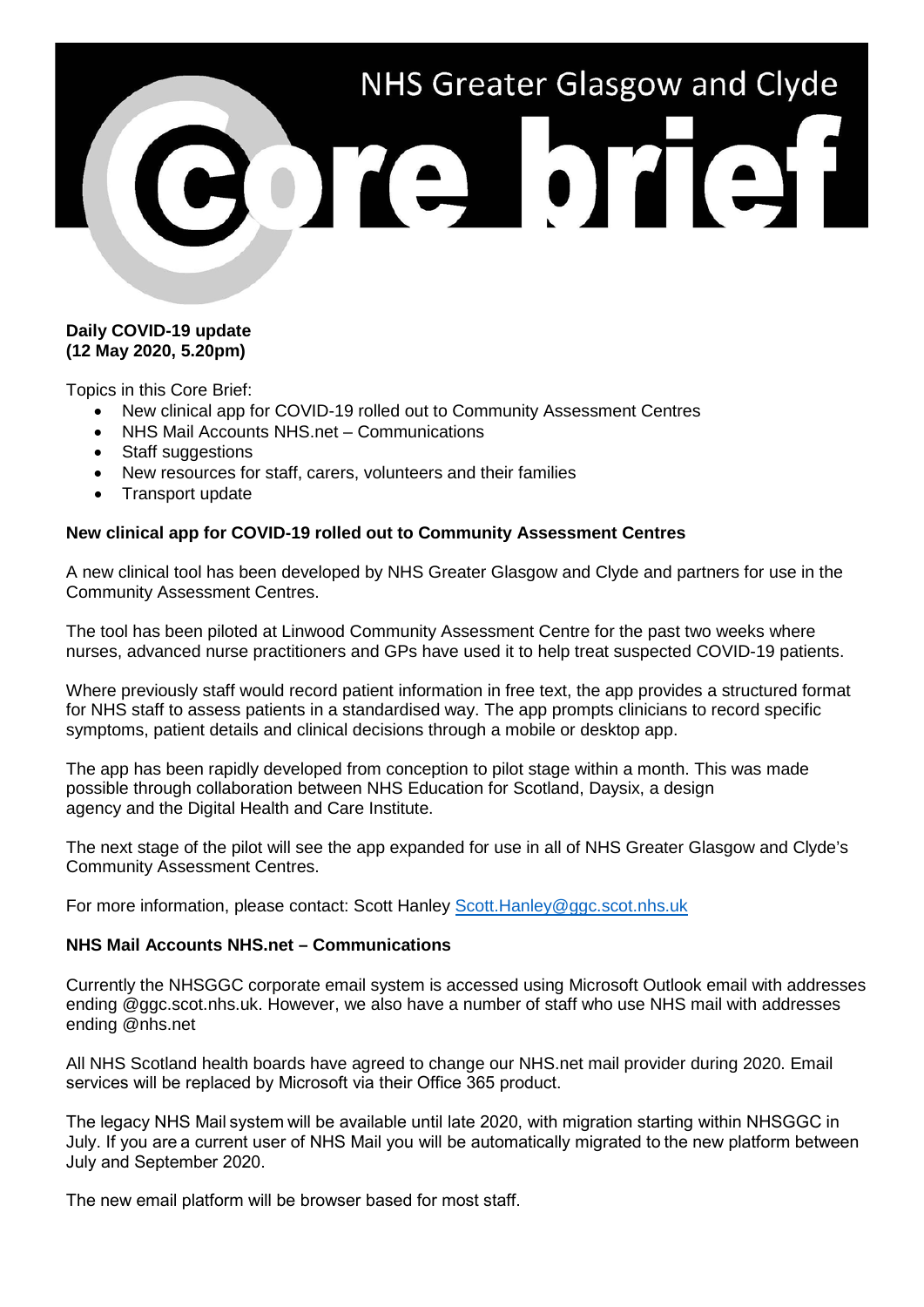# NHS Greater Glasgow and Clyde Core brief

**Daily COVID-19 update**
**(12 May 2020, 5.20pm)**

Topics in this Core Brief:

- New clinical app for COVID-19 rolled out to Community Assessment Centres
- NHS Mail Accounts NHS.net – Communications
- Staff suggestions
- New resources for staff, carers, volunteers and their families
- Transport update

**New clinical app for COVID-19 rolled out to Community Assessment Centres**

A new clinical tool has been developed by NHS Greater Glasgow and Clyde and partners for use in the Community Assessment Centres.

The tool has been piloted at Linwood Community Assessment Centre for the past two weeks where nurses, advanced nurse practitioners and GPs have used it to help treat suspected COVID-19 patients.

Where previously staff would record patient information in free text, the app provides a structured format for NHS staff to assess patients in a standardised way. The app prompts clinicians to record specific symptoms, patient details and clinical decisions through a mobile or desktop app.

The app has been rapidly developed from conception to pilot stage within a month. This was made possible through collaboration between NHS Education for Scotland, Daysix, a design agency and the Digital Health and Care Institute.

The next stage of the pilot will see the app expanded for use in all of NHS Greater Glasgow and Clyde's Community Assessment Centres.

For more information, please contact: Scott Hanley Scott.Hanley@ggc.scot.nhs.uk

**NHS Mail Accounts NHS.net – Communications**

Currently the NHSGGC corporate email system is accessed using Microsoft Outlook email with addresses ending @ggc.scot.nhs.uk. However, we also have a number of staff who use NHS mail with addresses ending @nhs.net

All NHS Scotland health boards have agreed to change our NHS.net mail provider during 2020. Email services will be replaced by Microsoft via their Office 365 product.

The legacy NHS Mail system will be available until late 2020, with migration starting within NHSGGC in July. If you are a current user of NHS Mail you will be automatically migrated to the new platform between July and September 2020.

The new email platform will be browser based for most staff.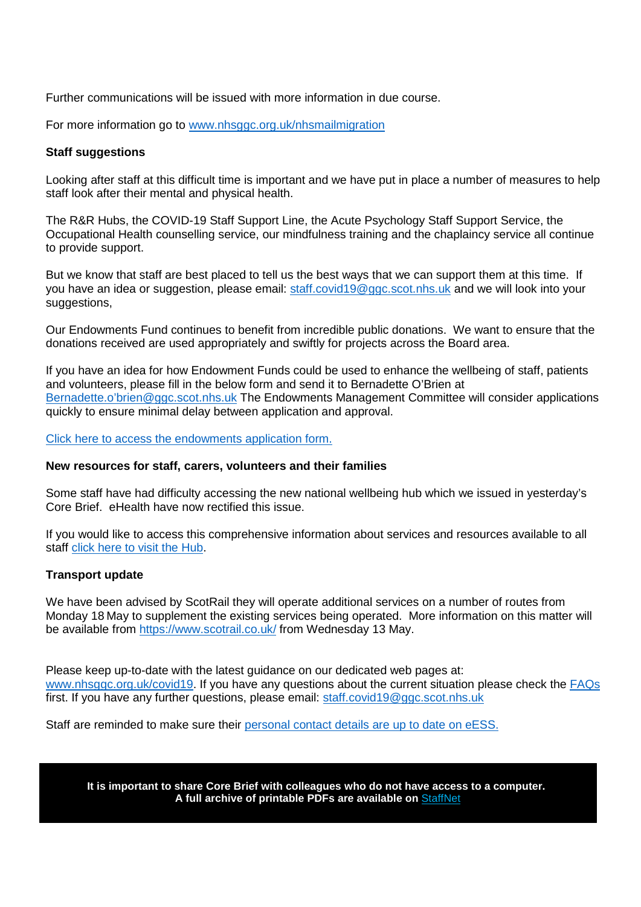Further communications will be issued with more information in due course.

For more information go to [www.nhsggc.org.uk/nhsmailmigration](www.nhsggc.org.uk/nhsmailmigration)

**Staff suggestions**

Looking after staff at this difficult time is important and we have put in place a number of measures to help staff look after their mental and physical health.

The R&R Hubs, the COVID-19 Staff Support Line, the Acute Psychology Staff Support Service, the Occupational Health counselling service, our mindfulness training and the chaplaincy service all continue to provide support.

But we know that staff are best placed to tell us the best ways that we can support them at this time. If you have an idea or suggestion, please email: [staff.covid19@ggc.scot.nhs.uk](mailto:staff.covid19@ggc.scot.nhs.uk) and we will look into your suggestions,

Our Endowments Fund continues to benefit from incredible public donations. We want to ensure that the donations received are used appropriately and swiftly for projects across the Board area.

If you have an idea for how Endowment Funds could be used to enhance the wellbeing of staff, patients and volunteers, please fill in the below form and send it to Bernadette O'Brien at [Bernadette.o'brien@ggc.scot.nhs.uk](mailto:Bernadette.o'brien@ggc.scot.nhs.uk) The Endowments Management Committee will consider applications quickly to ensure minimal delay between application and approval.

Click here to access the endowments application form.

**New resources for staff, carers, volunteers and their families**

Some staff have had difficulty accessing the new national wellbeing hub which we issued in yesterday's Core Brief. eHealth have now rectified this issue.

If you would like to access this comprehensive information about services and resources available to all staff click here to visit the Hub.

**Transport update**

We have been advised by ScotRail they will operate additional services on a number of routes from Monday 18 May to supplement the existing services being operated. More information on this matter will be available from [https://www.scotrail.co.uk/](https://www.scotrail.co.uk/) from Wednesday 13 May.

Please keep up-to-date with the latest guidance on our dedicated web pages at: [www.nhsggc.org.uk/covid19](www.nhsggc.org.uk/covid19). If you have any questions about the current situation please check the FAQs first. If you have any further questions, please email: [staff.covid19@ggc.scot.nhs.uk](mailto:staff.covid19@ggc.scot.nhs.uk)

Staff are reminded to make sure their personal contact details are up to date on eESS.

**It is important to share Core Brief with colleagues who do not have access to a computer.**
**A full archive of printable PDFs are available on StaffNet**